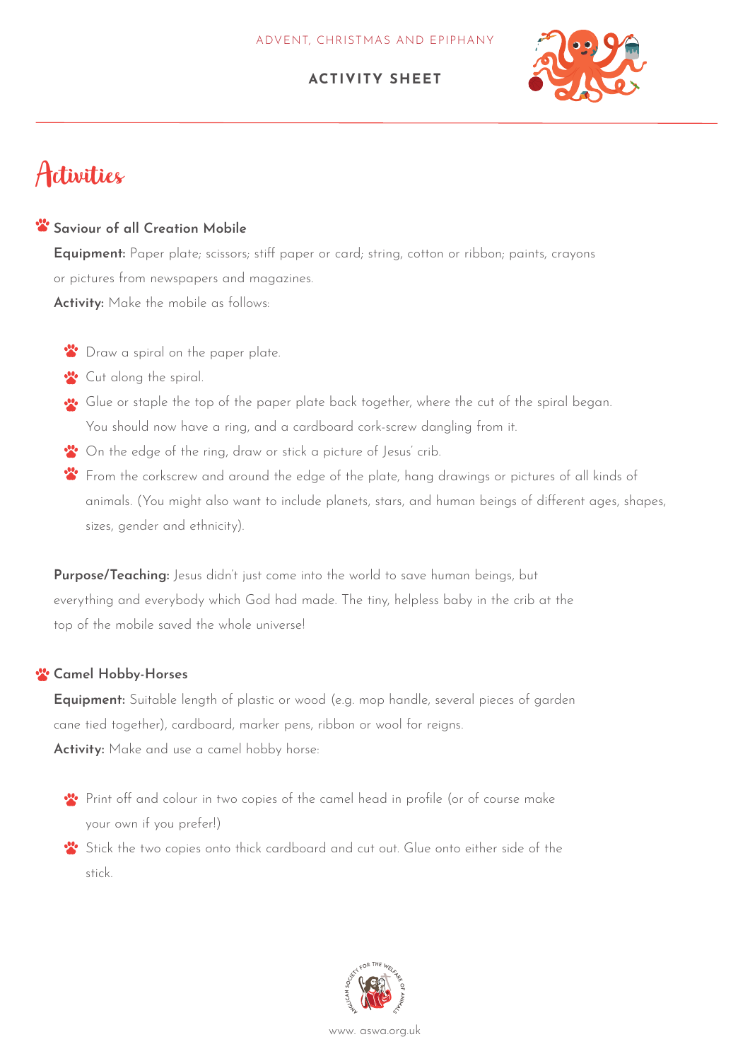ADVENT, CHRISTMAS AND EPIPHANY

**ACTIVITY SHEET**

# Activities

### Saviour of all Creation Mobile

**Equipment:** Paper plate; scissors; stiff paper or card; string, cotton or ribbon; paints, crayons or pictures from newspapers and magazines.

**Activity:** Make the mobile as follows:

- Draw a spiral on the paper plate.
- Cut along the spiral.
- Glue or staple the top of the paper plate back together, where the cut of the spiral began. You should now have a ring, and a cardboard cork-screw dangling from it.
- On the edge of the ring, draw or stick a picture of Jesus' crib.
- From the corkscrew and around the edge of the plate, hang drawings or pictures of all kinds of animals. (You might also want to include planets, stars, and human beings of different ages, shapes, sizes, gender and ethnicity).

**Purpose/Teaching:** Jesus didn't just come into the world to save human beings, but everything and everybody which God had made. The tiny, helpless baby in the crib at the top of the mobile saved the whole universe!

### Camel Hobby-Horses

**Equipment:** Suitable length of plastic or wood (e.g. mop handle, several pieces of garden cane tied together), cardboard, marker pens, ribbon or wool for reigns.

**Activity:** Make and use a camel hobby horse:

- Print off and colour in two copies of the camel head in profile (or of course make your own if you prefer!)
- Stick the two copies onto thick cardboard and cut out. Glue onto either side of the stick.

www. aswa.org.uk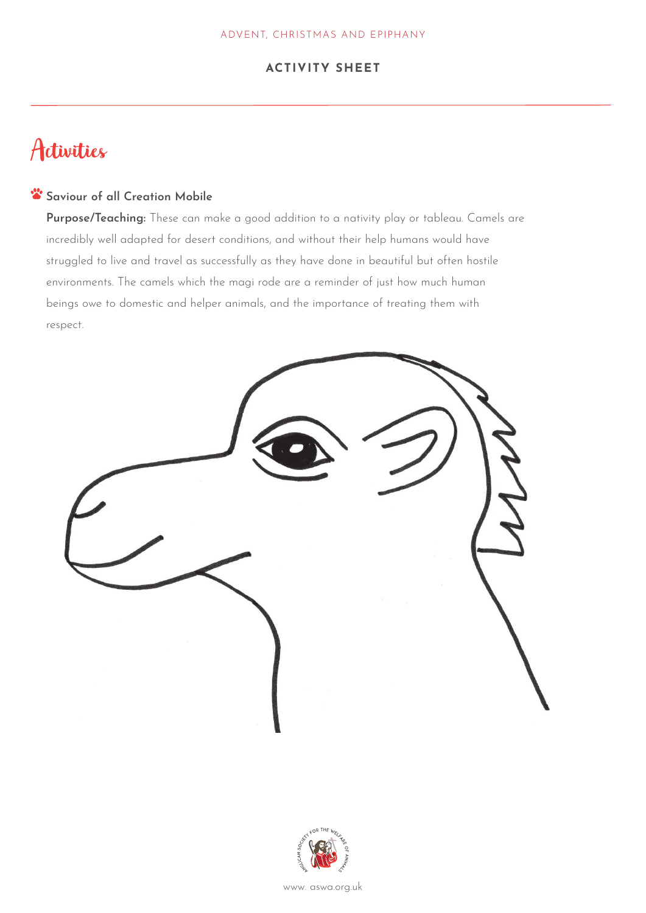# Activities

### Saviour of all Creation Mobile

**Purpose/Teaching:** These can make a good addition to a nativity play or tableau. Camels are incredibly well adapted for desert conditions, and without their help humans would have struggled to live and travel as successfully as they have done in beautiful but often hostile environments. The camels which the magi rode are a reminder of just how much human beings owe to domestic and helper animals, and the importance of treating them with respect.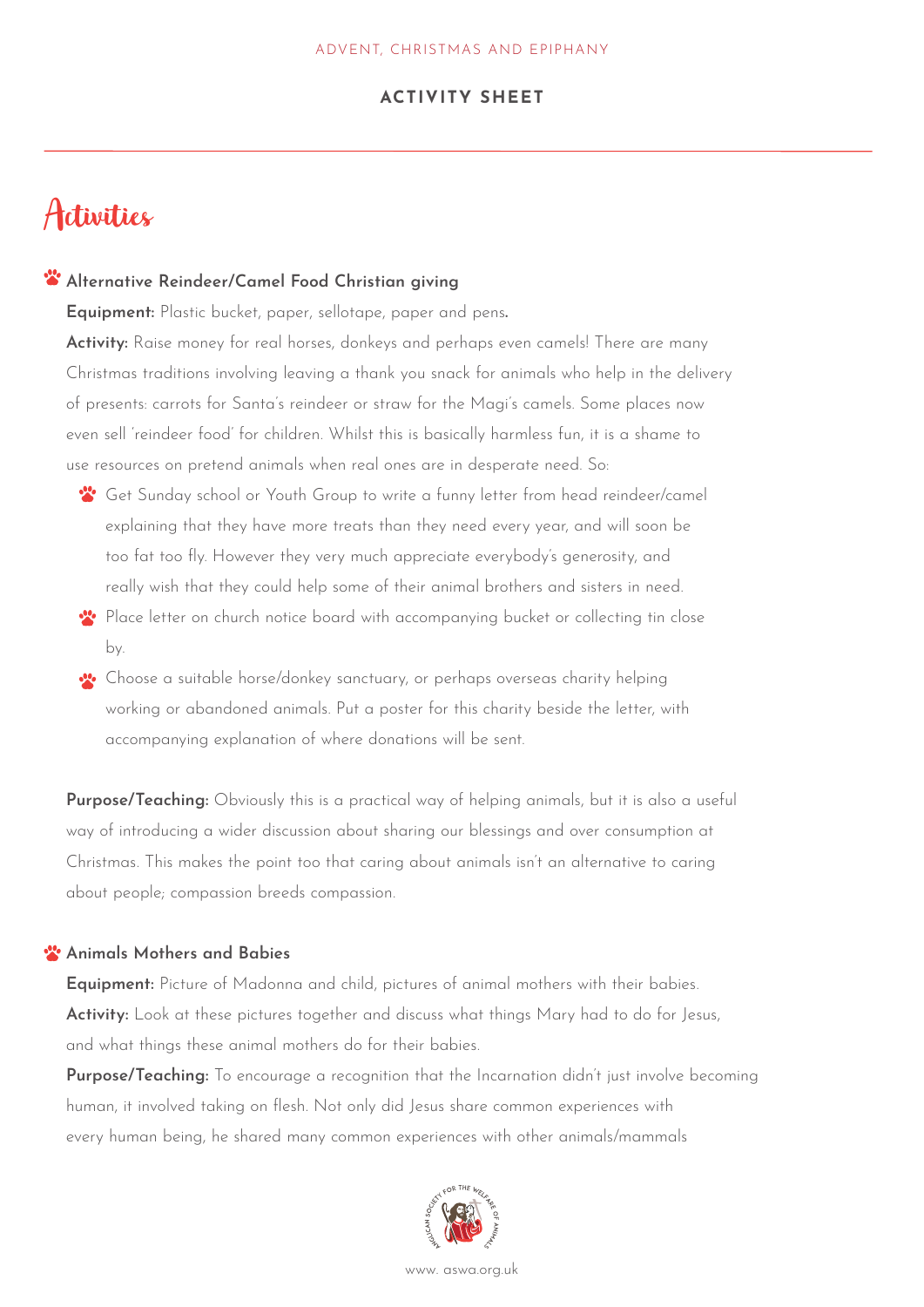# Activities

### Alternative Reindeer/Camel Food Christian giving

**Equipment:** Plastic bucket, paper, sellotape, paper and pens**.**

**Activity:** Raise money for real horses, donkeys and perhaps even camels! There are many Christmas traditions involving leaving a thank you snack for animals who help in the delivery of presents: carrots for Santa's reindeer or straw for the Magi's camels. Some places now even sell 'reindeer food' for children. Whilst this is basically harmless fun, it is a shame to use resources on pretend animals when real ones are in desperate need. So:

- Get Sunday school or Youth Group to write a funny letter from head reindeer/camel explaining that they have more treats than they need every year, and will soon be too fat too fly. However they very much appreciate everybody's generosity, and really wish that they could help some of their animal brothers and sisters in need.
- Place letter on church notice board with accompanying bucket or collecting tin close by.
- Choose a suitable horse/donkey sanctuary, or perhaps overseas charity helping working or abandoned animals. Put a poster for this charity beside the letter, with accompanying explanation of where donations will be sent.

**Purpose/Teaching:** Obviously this is a practical way of helping animals, but it is also a useful way of introducing a wider discussion about sharing our blessings and over consumption at Christmas. This makes the point too that caring about animals isn't an alternative to caring about people; compassion breeds compassion.

### Animals Mothers and Babies

**Equipment:** Picture of Madonna and child, pictures of animal mothers with their babies.

**Activity:** Look at these pictures together and discuss what things Mary had to do for Jesus, and what things these animal mothers do for their babies.

**Purpose/Teaching:** To encourage a recognition that the Incarnation didn't just involve becoming human, it involved taking on flesh. Not only did Jesus share common experiences with every human being, he shared many common experiences with other animals/mammals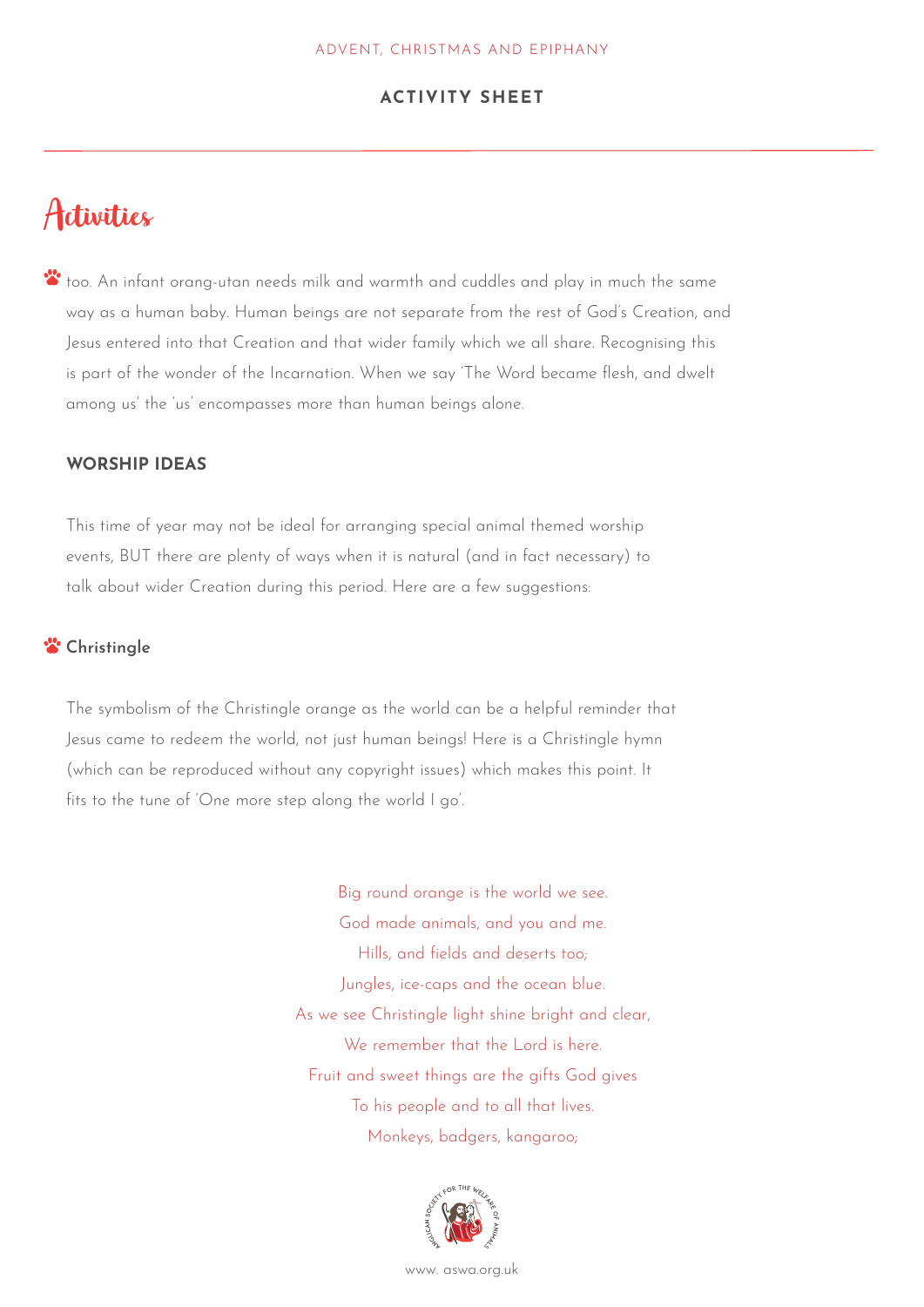# Activities

- too. An infant orang-utan needs milk and warmth and cuddles and play in much the same way as a human baby. Human beings are not separate from the rest of God's Creation, and Jesus entered into that Creation and that wider family which we all share. Recognising this is part of the wonder of the Incarnation. When we say 'The Word became flesh, and dwelt among us' the 'us' encompasses more than human beings alone.

## WORSHIP IDEAS

This time of year may not be ideal for arranging special animal themed worship events, BUT there are plenty of ways when it is natural (and in fact necessary) to talk about wider Creation during this period. Here are a few suggestions:

### Christingle

The symbolism of the Christingle orange as the world can be a helpful reminder that Jesus came to redeem the world, not just human beings! Here is a Christingle hymn (which can be reproduced without any copyright issues) which makes this point. It fits to the tune of 'One more step along the world I go'.

Big round orange is the world we see.
God made animals, and you and me.
Hills, and fields and deserts too;
Jungles, ice-caps and the ocean blue.
As we see Christingle light shine bright and clear,
We remember that the Lord is here.
Fruit and sweet things are the gifts God gives
To his people and to all that lives.
Monkeys, badgers, kangaroo;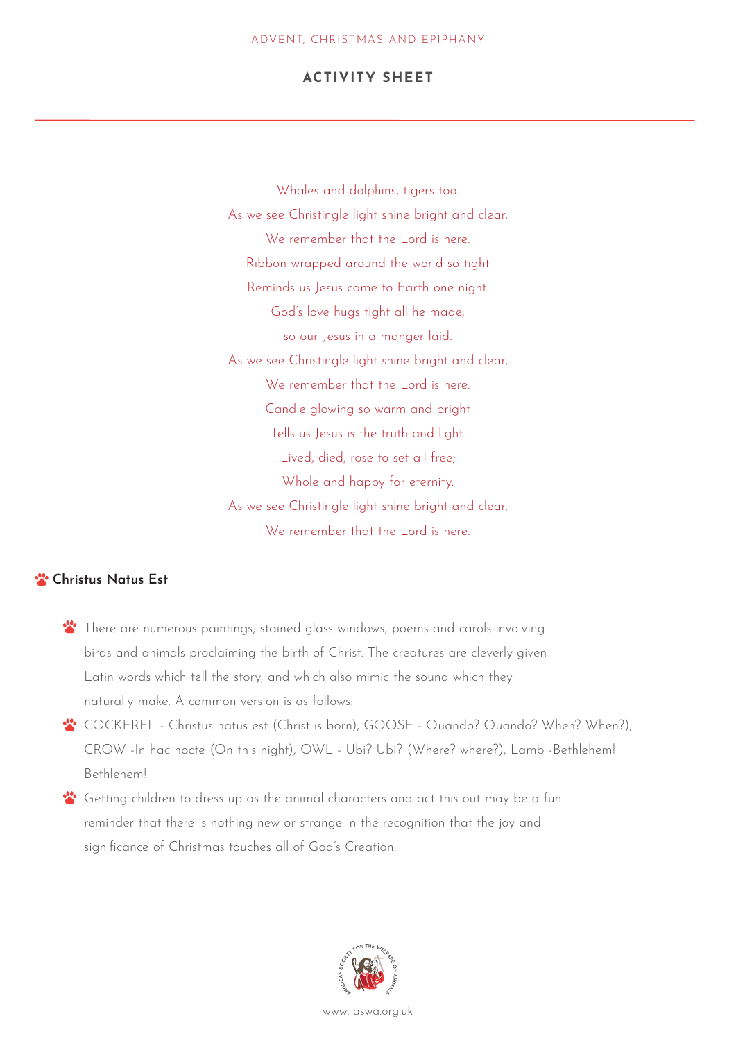Whales and dolphins, tigers too.
As we see Christingle light shine bright and clear,
We remember that the Lord is here.
Ribbon wrapped around the world so tight
Reminds us Jesus came to Earth one night.
God's love hugs tight all he made;
so our Jesus in a manger laid.
As we see Christingle light shine bright and clear,
We remember that the Lord is here.
Candle glowing so warm and bright
Tells us Jesus is the truth and light.
Lived, died, rose to set all free;
Whole and happy for eternity.
As we see Christingle light shine bright and clear,
We remember that the Lord is here.

## Christus Natus Est

- There are numerous paintings, stained glass windows, poems and carols involving birds and animals proclaiming the birth of Christ. The creatures are cleverly given Latin words which tell the story, and which also mimic the sound which they naturally make. A common version is as follows:
- COCKEREL - Christus natus est (Christ is born), GOOSE - Quando? Quando? When? When?), CROW -In hac nocte (On this night), OWL - Ubi? Ubi? (Where? where?), Lamb -Bethlehem! Bethlehem!
- Getting children to dress up as the animal characters and act this out may be a fun reminder that there is nothing new or strange in the recognition that the joy and significance of Christmas touches all of God's Creation.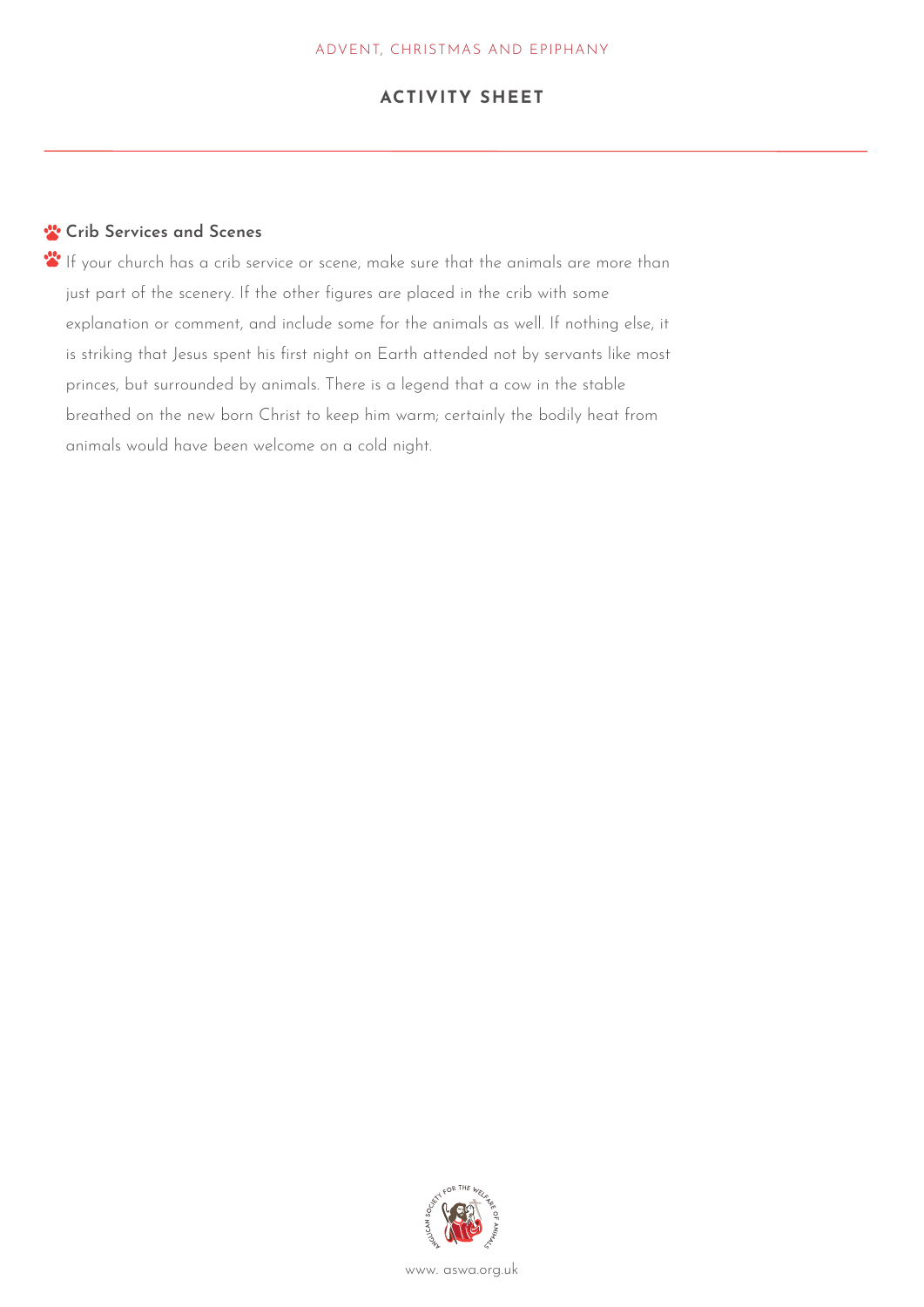## Crib Services and Scenes

If your church has a crib service or scene, make sure that the animals are more than just part of the scenery. If the other figures are placed in the crib with some explanation or comment, and include some for the animals as well. If nothing else, it is striking that Jesus spent his first night on Earth attended not by servants like most princes, but surrounded by animals. There is a legend that a cow in the stable breathed on the new born Christ to keep him warm; certainly the bodily heat from animals would have been welcome on a cold night.